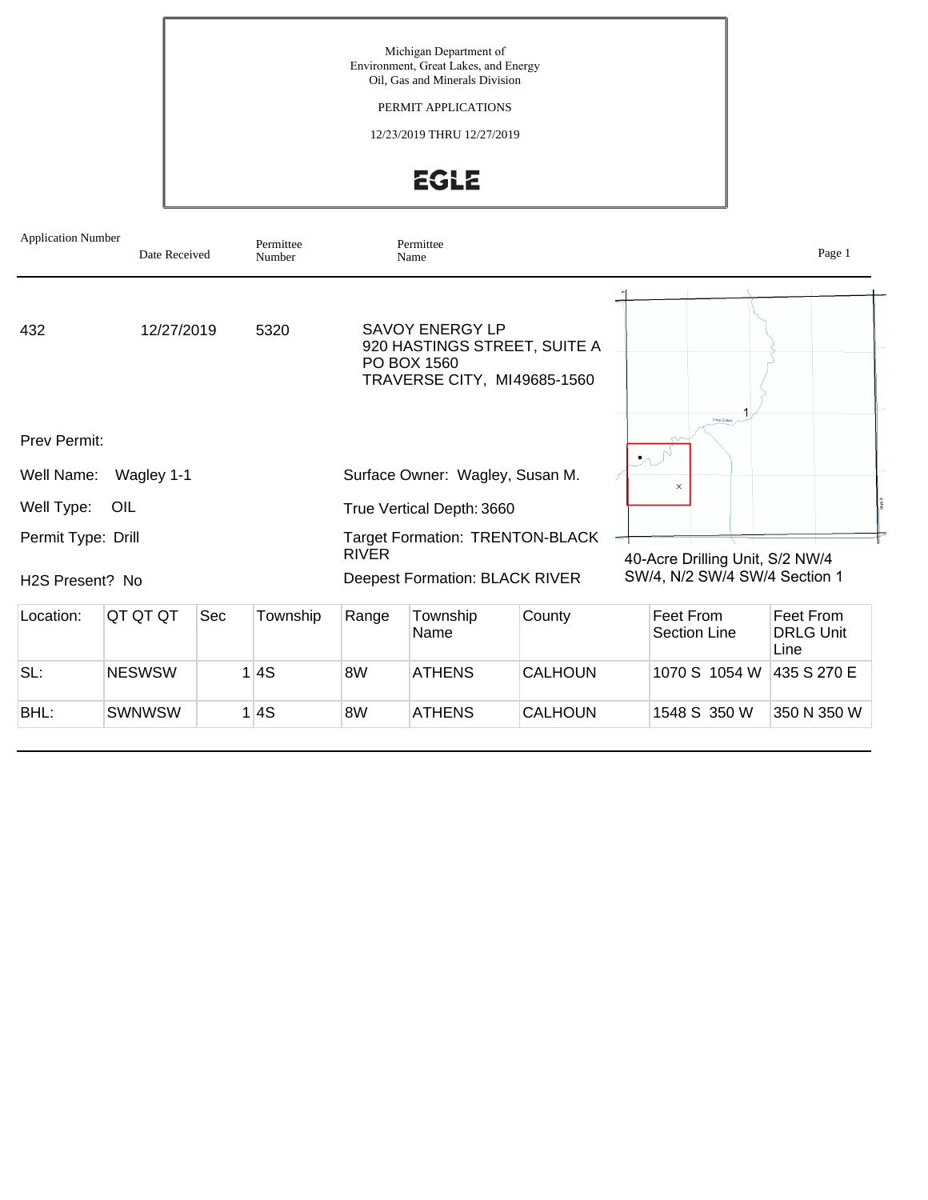Michigan Department of
Environment, Great Lakes, and Energy
Oil, Gas and Minerals Division

PERMIT APPLICATIONS

12/23/2019 THRU 12/27/2019

EGLE

| Application Number | Date Received | Permittee Number | Permittee Name |
|---|---|---|---|
| 432 | 12/27/2019 | 5320 | SAVOY ENERGY LP<br>920 HASTINGS STREET, SUITE A<br>PO BOX 1560<br>TRAVERSE CITY, MI49685-1560 |

Prev Permit:

Well Name: Wagley 1-1

Well Type: OIL

Permit Type: Drill

H2S Present? No

Surface Owner: Wagley, Susan M.

True Vertical Depth: 3660

Target Formation: TRENTON-BLACK RIVER

Deepest Formation: BLACK RIVER

40-Acre Drilling Unit, S/2 NW/4 SW/4, N/2 SW/4 SW/4 Section 1

| Location: | QT QT QT | Sec | Township | Range | Township Name | County | Feet From Section Line | Feet From DRLG Unit Line |
|---|---|---|---|---|---|---|---|---|
| SL: | NESWSW | 1 | 4S | 8W | ATHENS | CALHOUN | 1070 S 1054 W | 435 S 270 E |
| BHL: | SWNWSW | 1 | 4S | 8W | ATHENS | CALHOUN | 1548 S 350 W | 350 N 350 W |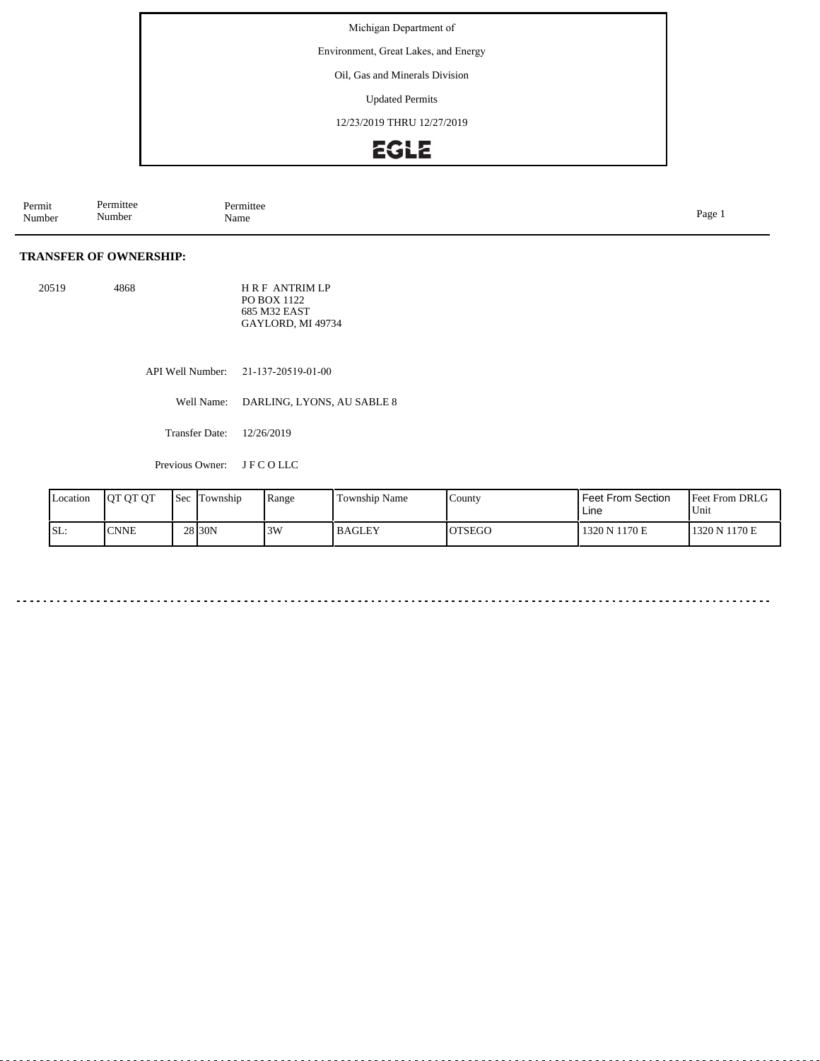Michigan Department of

Environment, Great Lakes, and Energy

Oil, Gas and Minerals Division

Updated Permits

12/23/2019 THRU 12/27/2019

EGLE

| Permit Number | Permittee Number | Permittee Name |
|---|---|---|

## TRANSFER OF OWNERSHIP:

20519    4868

H R F ANTRIM LP
PO BOX 1122
685 M32 EAST
GAYLORD, MI 49734

API Well Number: 21-137-20519-01-00

Well Name: DARLING, LYONS, AU SABLE 8

Transfer Date: 12/26/2019

Previous Owner: J F C O LLC

| Location | QT QT QT | Sec | Township | Range | Township Name | County | Feet From Section Line | Feet From DRLG Unit |
|---|---|---|---|---|---|---|---|---|
| SL: | CNNE | 28 | 30N | 3W | BAGLEY | OTSEGO | 1320 N 1170 E | 1320 N 1170 E |